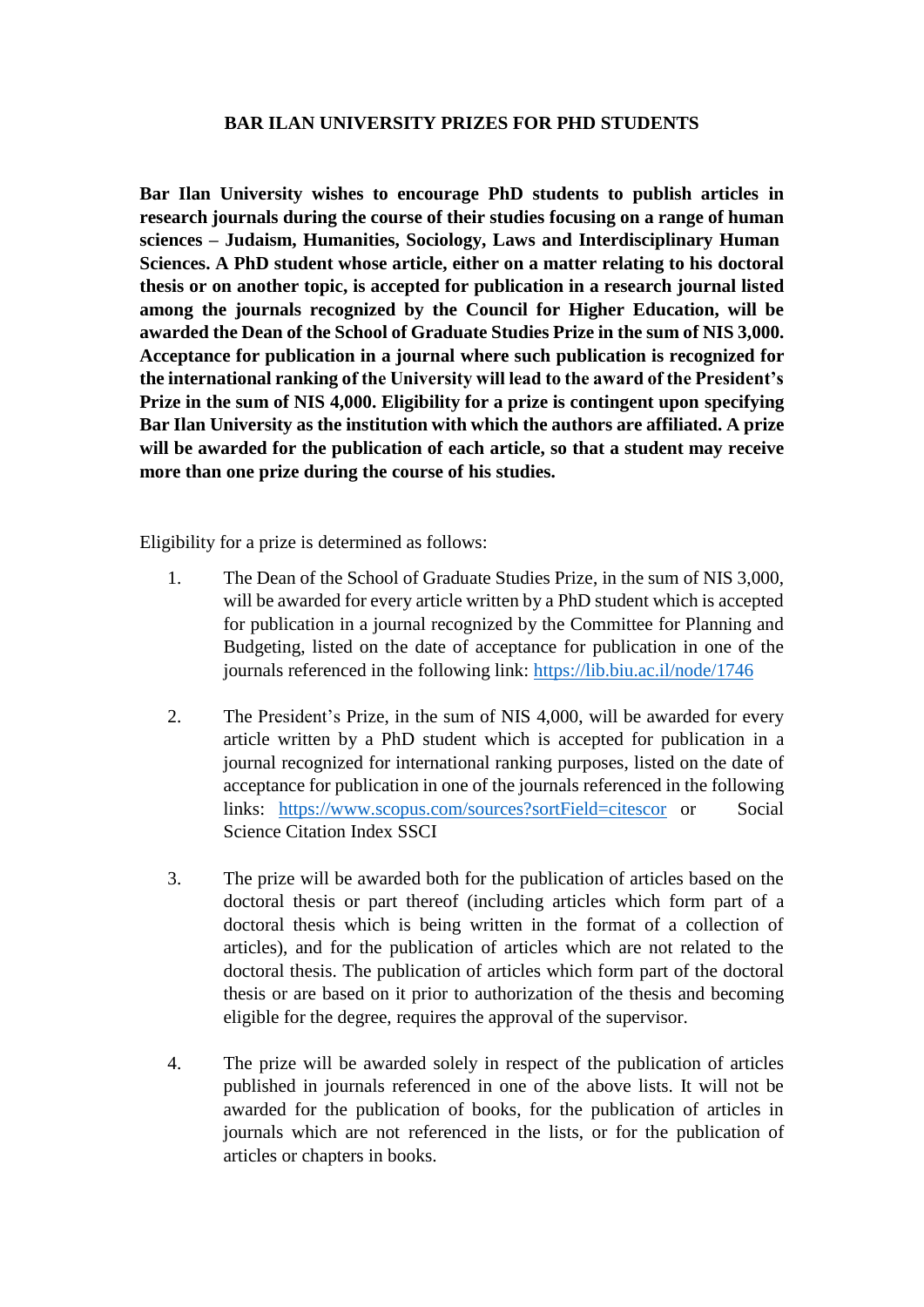# BAR ILAN UNIVERSITY PRIZES FOR PHD STUDENTS

**Bar Ilan University wishes to encourage PhD students to publish articles in research journals during the course of their studies focusing on a range of human sciences – Judaism, Humanities, Sociology, Laws and Interdisciplinary Human Sciences. A PhD student whose article, either on a matter relating to his doctoral thesis or on another topic, is accepted for publication in a research journal listed among the journals recognized by the Council for Higher Education, will be awarded the Dean of the School of Graduate Studies Prize in the sum of NIS 3,000. Acceptance for publication in a journal where such publication is recognized for the international ranking of the University will lead to the award of the President's Prize in the sum of NIS 4,000. Eligibility for a prize is contingent upon specifying Bar Ilan University as the institution with which the authors are affiliated. A prize will be awarded for the publication of each article, so that a student may receive more than one prize during the course of his studies.**

Eligibility for a prize is determined as follows:

1. The Dean of the School of Graduate Studies Prize, in the sum of NIS 3,000, will be awarded for every article written by a PhD student which is accepted for publication in a journal recognized by the Committee for Planning and Budgeting, listed on the date of acceptance for publication in one of the journals referenced in the following link: https://lib.biu.ac.il/node/1746

2. The President's Prize, in the sum of NIS 4,000, will be awarded for every article written by a PhD student which is accepted for publication in a journal recognized for international ranking purposes, listed on the date of acceptance for publication in one of the journals referenced in the following links: https://www.scopus.com/sources?sortField=citescor or Social Science Citation Index SSCI

3. The prize will be awarded both for the publication of articles based on the doctoral thesis or part thereof (including articles which form part of a doctoral thesis which is being written in the format of a collection of articles), and for the publication of articles which are not related to the doctoral thesis. The publication of articles which form part of the doctoral thesis or are based on it prior to authorization of the thesis and becoming eligible for the degree, requires the approval of the supervisor.

4. The prize will be awarded solely in respect of the publication of articles published in journals referenced in one of the above lists. It will not be awarded for the publication of books, for the publication of articles in journals which are not referenced in the lists, or for the publication of articles or chapters in books.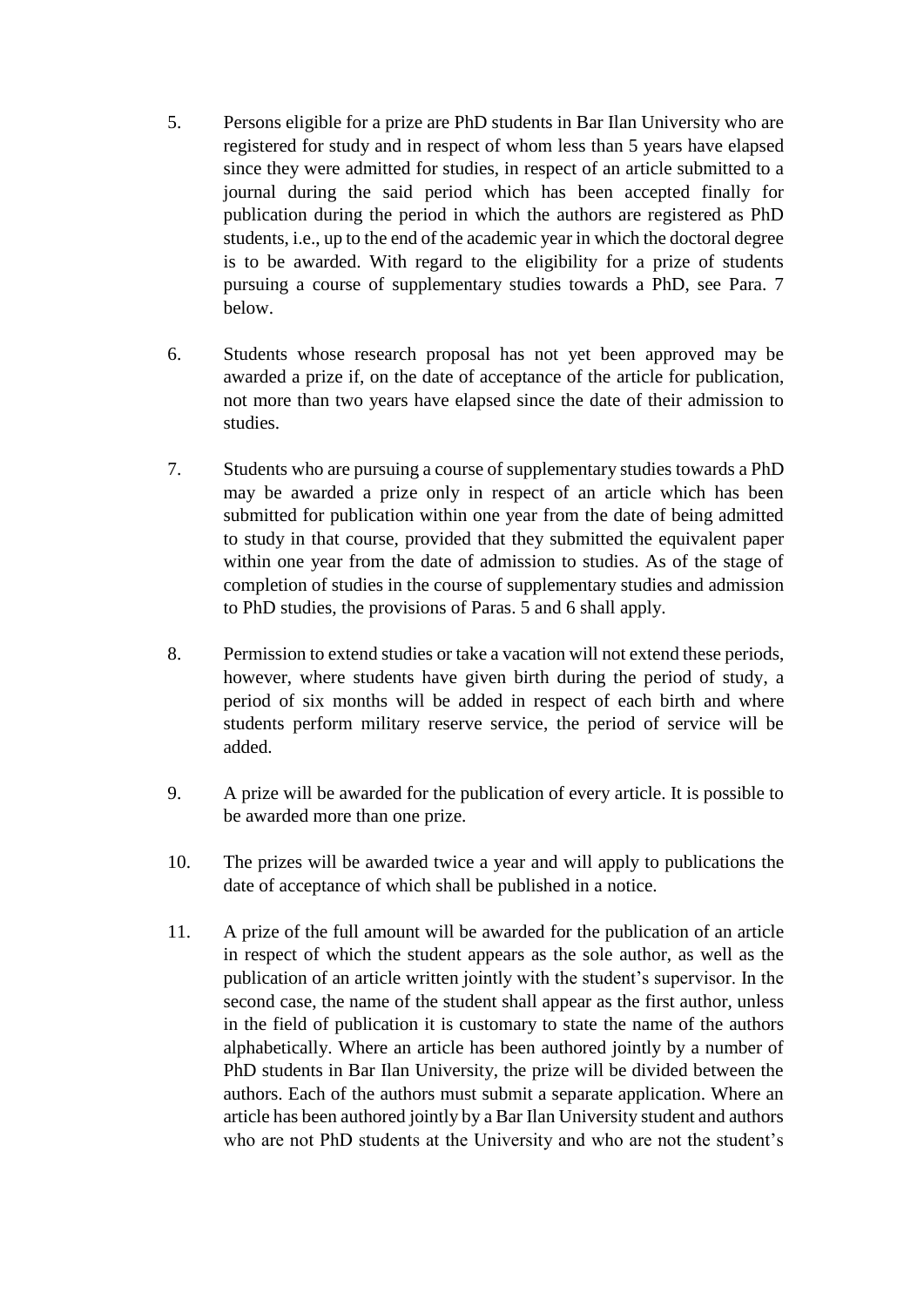5. Persons eligible for a prize are PhD students in Bar Ilan University who are registered for study and in respect of whom less than 5 years have elapsed since they were admitted for studies, in respect of an article submitted to a journal during the said period which has been accepted finally for publication during the period in which the authors are registered as PhD students, i.e., up to the end of the academic year in which the doctoral degree is to be awarded. With regard to the eligibility for a prize of students pursuing a course of supplementary studies towards a PhD, see Para. 7 below.

6. Students whose research proposal has not yet been approved may be awarded a prize if, on the date of acceptance of the article for publication, not more than two years have elapsed since the date of their admission to studies.

7. Students who are pursuing a course of supplementary studies towards a PhD may be awarded a prize only in respect of an article which has been submitted for publication within one year from the date of being admitted to study in that course, provided that they submitted the equivalent paper within one year from the date of admission to studies. As of the stage of completion of studies in the course of supplementary studies and admission to PhD studies, the provisions of Paras. 5 and 6 shall apply.

8. Permission to extend studies or take a vacation will not extend these periods, however, where students have given birth during the period of study, a period of six months will be added in respect of each birth and where students perform military reserve service, the period of service will be added.

9. A prize will be awarded for the publication of every article. It is possible to be awarded more than one prize.

10. The prizes will be awarded twice a year and will apply to publications the date of acceptance of which shall be published in a notice.

11. A prize of the full amount will be awarded for the publication of an article in respect of which the student appears as the sole author, as well as the publication of an article written jointly with the student's supervisor. In the second case, the name of the student shall appear as the first author, unless in the field of publication it is customary to state the name of the authors alphabetically. Where an article has been authored jointly by a number of PhD students in Bar Ilan University, the prize will be divided between the authors. Each of the authors must submit a separate application. Where an article has been authored jointly by a Bar Ilan University student and authors who are not PhD students at the University and who are not the student's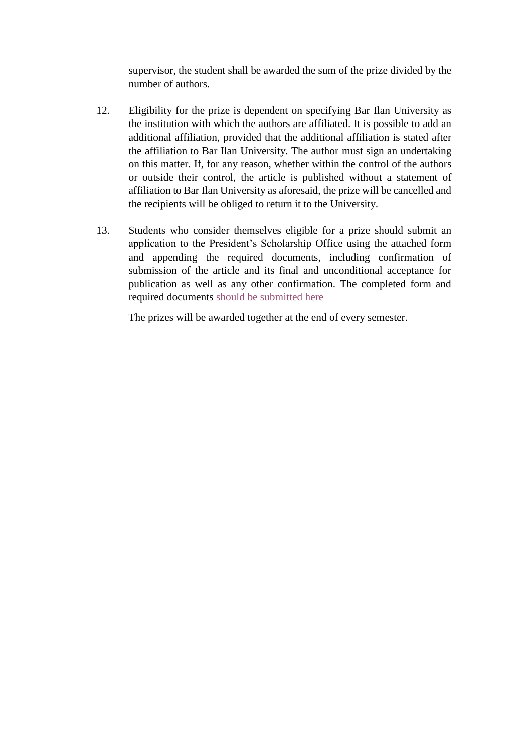supervisor, the student shall be awarded the sum of the prize divided by the number of authors.

12. Eligibility for the prize is dependent on specifying Bar Ilan University as the institution with which the authors are affiliated. It is possible to add an additional affiliation, provided that the additional affiliation is stated after the affiliation to Bar Ilan University. The author must sign an undertaking on this matter. If, for any reason, whether within the control of the authors or outside their control, the article is published without a statement of affiliation to Bar Ilan University as aforesaid, the prize will be cancelled and the recipients will be obliged to return it to the University.

13. Students who consider themselves eligible for a prize should submit an application to the President's Scholarship Office using the attached form and appending the required documents, including confirmation of submission of the article and its final and unconditional acceptance for publication as well as any other confirmation. The completed form and required documents should be submitted here

    The prizes will be awarded together at the end of every semester.